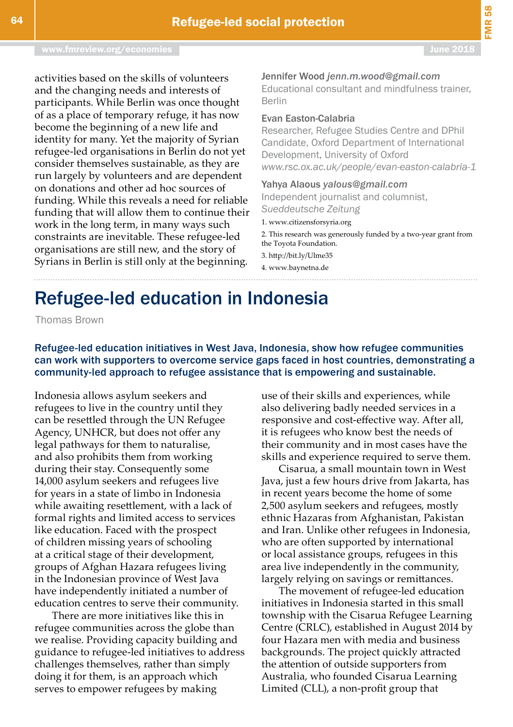activities based on the skills of volunteers and the changing needs and interests of participants. While Berlin was once thought of as a place of temporary refuge, it has now become the beginning of a new life and identity for many. Yet the majority of Syrian refugee-led organisations in Berlin do not yet consider themselves sustainable, as they are run largely by volunteers and are dependent on donations and other ad hoc sources of funding. While this reveals a need for reliable funding that will allow them to continue their work in the long term, in many ways such constraints are inevitable. These refugee-led organisations are still new, and the story of Syrians in Berlin is still only at the beginning.

**Jennifer Wood** *jenn.m.wood@gmail.com*
Educational consultant and mindfulness trainer, Berlin

**Evan Easton-Calabria**
Researcher, Refugee Studies Centre and DPhil Candidate, Oxford Department of International Development, University of Oxford
*www.rsc.ox.ac.uk/people/evan-easton-calabria-1*

**Yahya Alaous** *yalous@gmail.com*
Independent journalist and columnist, *Sueddeutsche Zeitung*

1. www.citizensforsyria.org
2. This research was generously funded by a two-year grant from the Toyota Foundation.
3. http://bit.ly/Ulme35
4. www.baynetna.de

# Refugee-led education in Indonesia

Thomas Brown

**Refugee-led education initiatives in West Java, Indonesia, show how refugee communities can work with supporters to overcome service gaps faced in host countries, demonstrating a community-led approach to refugee assistance that is empowering and sustainable.**

Indonesia allows asylum seekers and refugees to live in the country until they can be resettled through the UN Refugee Agency, UNHCR, but does not offer any legal pathways for them to naturalise, and also prohibits them from working during their stay. Consequently some 14,000 asylum seekers and refugees live for years in a state of limbo in Indonesia while awaiting resettlement, with a lack of formal rights and limited access to services like education. Faced with the prospect of children missing years of schooling at a critical stage of their development, groups of Afghan Hazara refugees living in the Indonesian province of West Java have independently initiated a number of education centres to serve their community.

There are more initiatives like this in refugee communities across the globe than we realise. Providing capacity building and guidance to refugee-led initiatives to address challenges themselves, rather than simply doing it for them, is an approach which serves to empower refugees by making use of their skills and experiences, while also delivering badly needed services in a responsive and cost-effective way. After all, it is refugees who know best the needs of their community and in most cases have the skills and experience required to serve them.

Cisarua, a small mountain town in West Java, just a few hours drive from Jakarta, has in recent years become the home of some 2,500 asylum seekers and refugees, mostly ethnic Hazaras from Afghanistan, Pakistan and Iran. Unlike other refugees in Indonesia, who are often supported by international or local assistance groups, refugees in this area live independently in the community, largely relying on savings or remittances.

The movement of refugee-led education initiatives in Indonesia started in this small township with the Cisarua Refugee Learning Centre (CRLC), established in August 2014 by four Hazara men with media and business backgrounds. The project quickly attracted the attention of outside supporters from Australia, who founded Cisarua Learning Limited (CLL), a non-profit group that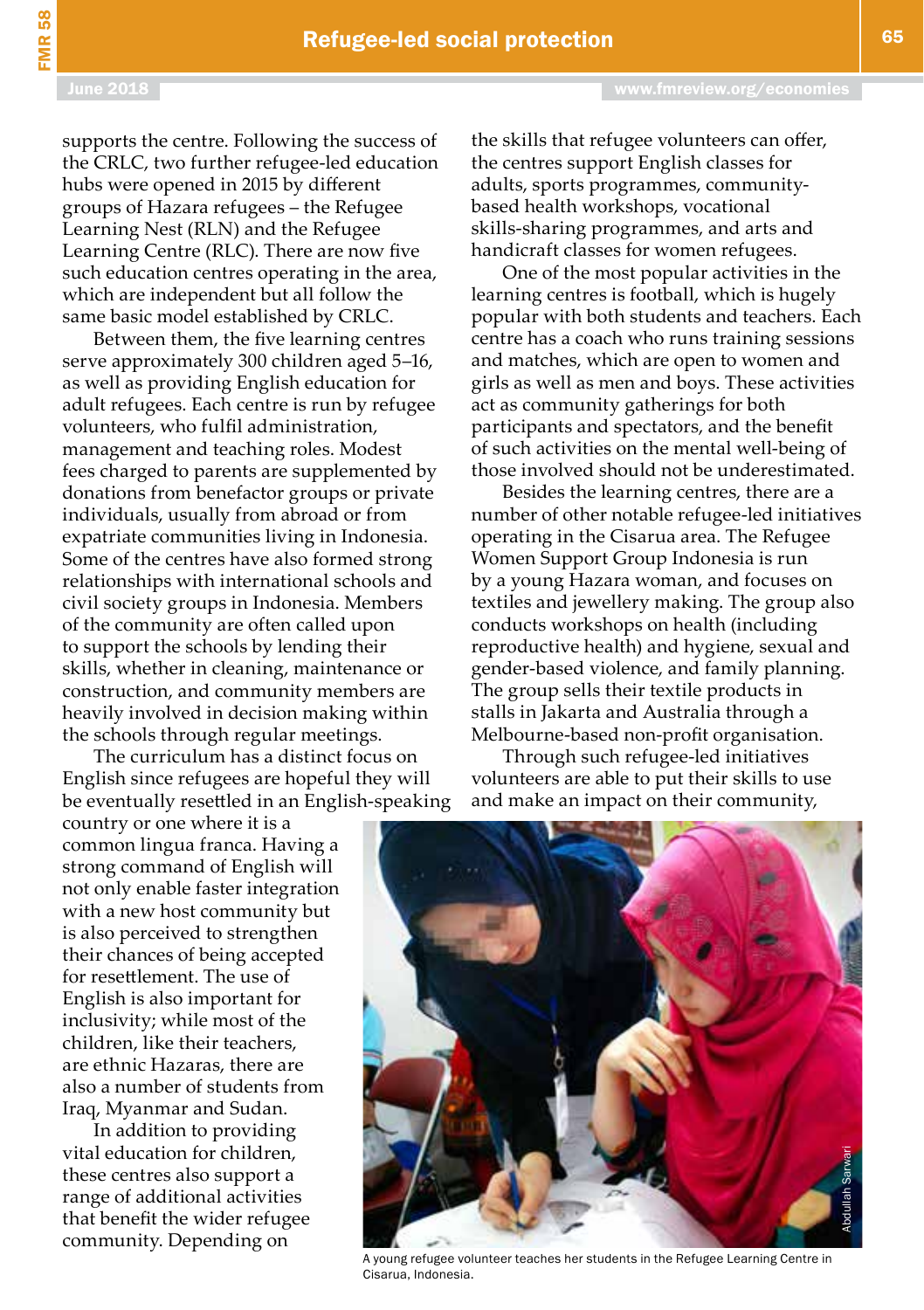supports the centre. Following the success of the CRLC, two further refugee-led education hubs were opened in 2015 by different groups of Hazara refugees – the Refugee Learning Nest (RLN) and the Refugee Learning Centre (RLC). There are now five such education centres operating in the area, which are independent but all follow the same basic model established by CRLC.

Between them, the five learning centres serve approximately 300 children aged 5–16, as well as providing English education for adult refugees. Each centre is run by refugee volunteers, who fulfil administration, management and teaching roles. Modest fees charged to parents are supplemented by donations from benefactor groups or private individuals, usually from abroad or from expatriate communities living in Indonesia. Some of the centres have also formed strong relationships with international schools and civil society groups in Indonesia. Members of the community are often called upon to support the schools by lending their skills, whether in cleaning, maintenance or construction, and community members are heavily involved in decision making within the schools through regular meetings.

The curriculum has a distinct focus on English since refugees are hopeful they will be eventually resettled in an English-speaking country or one where it is a common lingua franca. Having a strong command of English will not only enable faster integration with a new host community but is also perceived to strengthen their chances of being accepted for resettlement. The use of English is also important for inclusivity; while most of the children, like their teachers, are ethnic Hazaras, there are also a number of students from Iraq, Myanmar and Sudan.

In addition to providing vital education for children, these centres also support a range of additional activities that benefit the wider refugee community. Depending on the skills that refugee volunteers can offer, the centres support English classes for adults, sports programmes, community-based health workshops, vocational skills-sharing programmes, and arts and handicraft classes for women refugees.

One of the most popular activities in the learning centres is football, which is hugely popular with both students and teachers. Each centre has a coach who runs training sessions and matches, which are open to women and girls as well as men and boys. These activities act as community gatherings for both participants and spectators, and the benefit of such activities on the mental well-being of those involved should not be underestimated.

Besides the learning centres, there are a number of other notable refugee-led initiatives operating in the Cisarua area. The Refugee Women Support Group Indonesia is run by a young Hazara woman, and focuses on textiles and jewellery making. The group also conducts workshops on health (including reproductive health) and hygiene, sexual and gender-based violence, and family planning. The group sells their textile products in stalls in Jakarta and Australia through a Melbourne-based non-profit organisation.

Through such refugee-led initiatives volunteers are able to put their skills to use and make an impact on their community,

Abdullah Sarwari

A young refugee volunteer teaches her students in the Refugee Learning Centre in Cisarua, Indonesia.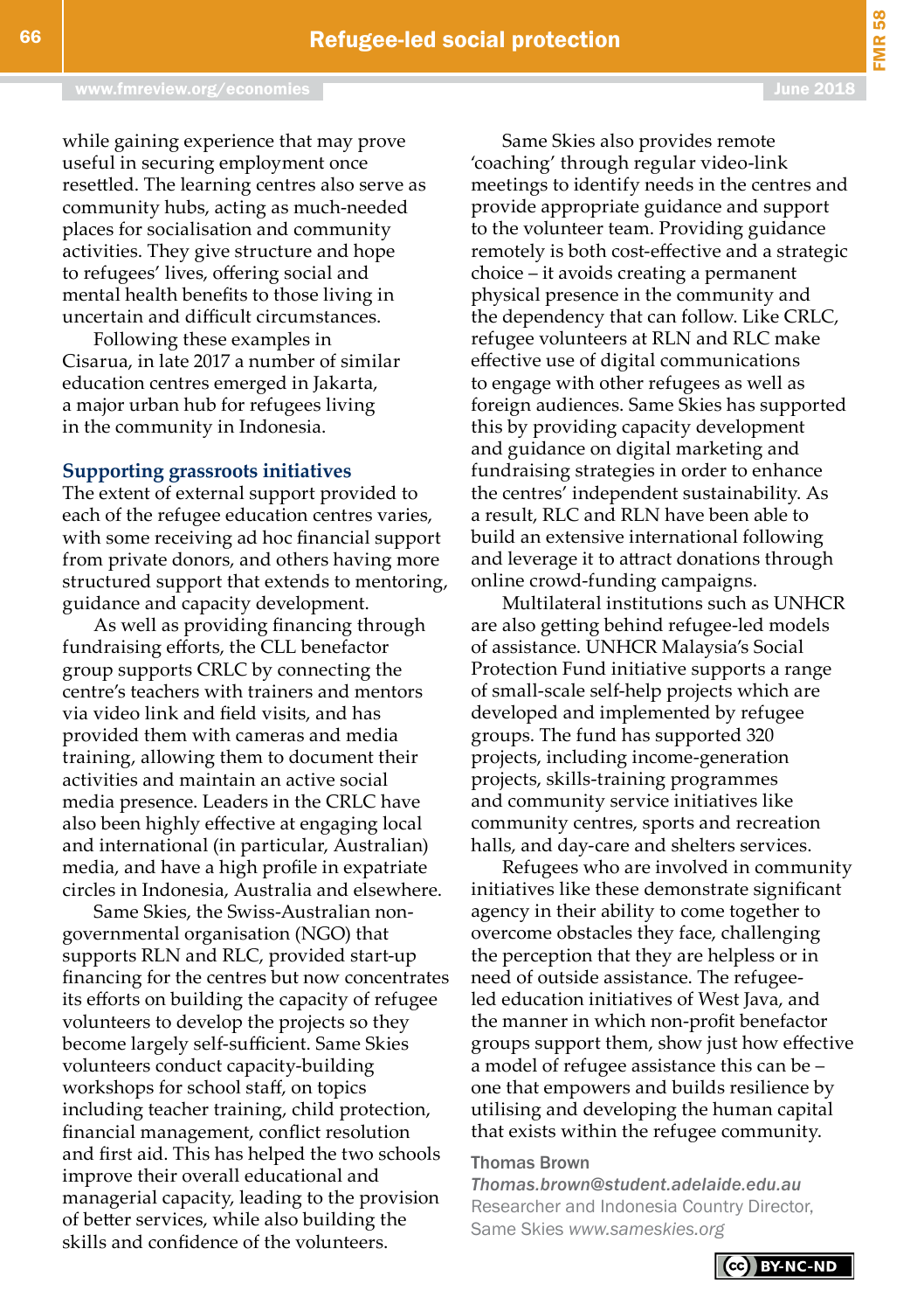while gaining experience that may prove useful in securing employment once resettled. The learning centres also serve as community hubs, acting as much-needed places for socialisation and community activities. They give structure and hope to refugees' lives, offering social and mental health benefits to those living in uncertain and difficult circumstances.

Following these examples in Cisarua, in late 2017 a number of similar education centres emerged in Jakarta, a major urban hub for refugees living in the community in Indonesia.

## Supporting grassroots initiatives

The extent of external support provided to each of the refugee education centres varies, with some receiving ad hoc financial support from private donors, and others having more structured support that extends to mentoring, guidance and capacity development.

As well as providing financing through fundraising efforts, the CLL benefactor group supports CRLC by connecting the centre's teachers with trainers and mentors via video link and field visits, and has provided them with cameras and media training, allowing them to document their activities and maintain an active social media presence. Leaders in the CRLC have also been highly effective at engaging local and international (in particular, Australian) media, and have a high profile in expatriate circles in Indonesia, Australia and elsewhere.

Same Skies, the Swiss-Australian non-governmental organisation (NGO) that supports RLN and RLC, provided start-up financing for the centres but now concentrates its efforts on building the capacity of refugee volunteers to develop the projects so they become largely self-sufficient. Same Skies volunteers conduct capacity-building workshops for school staff, on topics including teacher training, child protection, financial management, conflict resolution and first aid. This has helped the two schools improve their overall educational and managerial capacity, leading to the provision of better services, while also building the skills and confidence of the volunteers.

Same Skies also provides remote 'coaching' through regular video-link meetings to identify needs in the centres and provide appropriate guidance and support to the volunteer team. Providing guidance remotely is both cost-effective and a strategic choice – it avoids creating a permanent physical presence in the community and the dependency that can follow. Like CRLC, refugee volunteers at RLN and RLC make effective use of digital communications to engage with other refugees as well as foreign audiences. Same Skies has supported this by providing capacity development and guidance on digital marketing and fundraising strategies in order to enhance the centres' independent sustainability. As a result, RLC and RLN have been able to build an extensive international following and leverage it to attract donations through online crowd-funding campaigns.

Multilateral institutions such as UNHCR are also getting behind refugee-led models of assistance. UNHCR Malaysia's Social Protection Fund initiative supports a range of small-scale self-help projects which are developed and implemented by refugee groups. The fund has supported 320 projects, including income-generation projects, skills-training programmes and community service initiatives like community centres, sports and recreation halls, and day-care and shelters services.

Refugees who are involved in community initiatives like these demonstrate significant agency in their ability to come together to overcome obstacles they face, challenging the perception that they are helpless or in need of outside assistance. The refugee-led education initiatives of West Java, and the manner in which non-profit benefactor groups support them, show just how effective a model of refugee assistance this can be – one that empowers and builds resilience by utilising and developing the human capital that exists within the refugee community.

**Thomas Brown**
*Thomas.brown@student.adelaide.edu.au*
Researcher and Indonesia Country Director, Same Skies *www.sameskies.org*